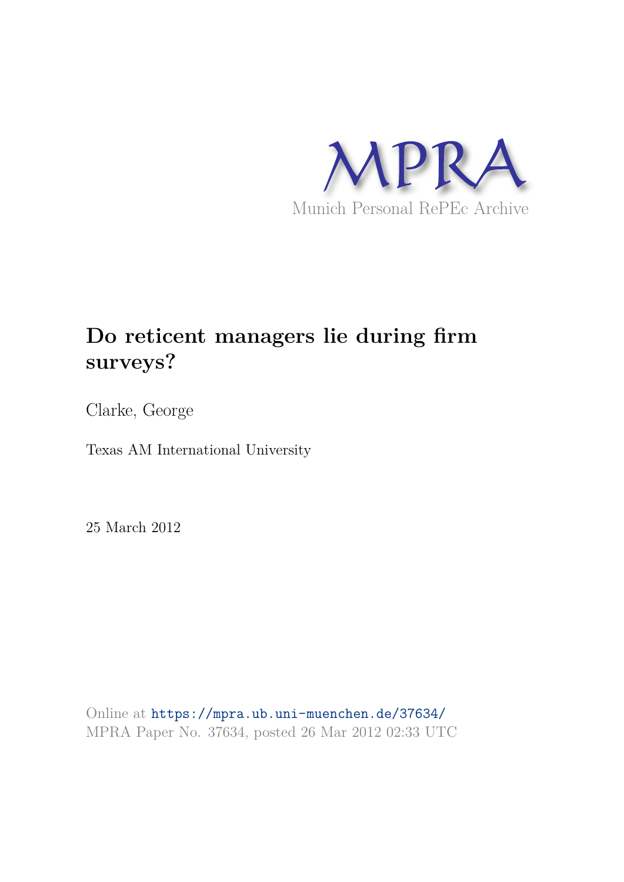MPRA

Munich Personal RePEc Archive

# Do reticent managers lie during firm surveys?

Clarke, George

Texas AM International University

25 March 2012

Online at https://mpra.ub.uni-muenchen.de/37634/
MPRA Paper No. 37634, posted 26 Mar 2012 02:33 UTC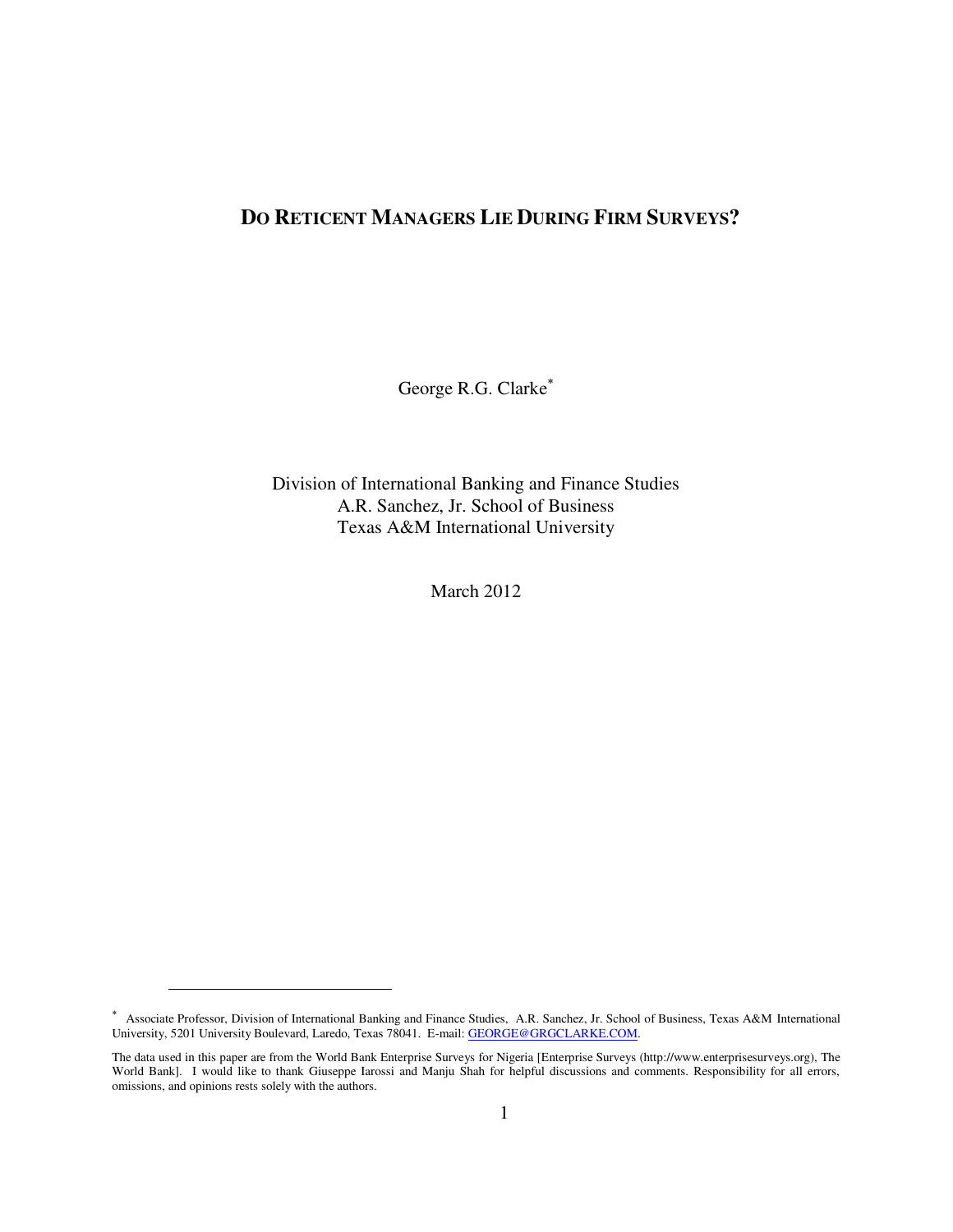# Do Reticent Managers Lie During Firm Surveys?

George R.G. Clarke[*]

Division of International Banking and Finance Studies
A.R. Sanchez, Jr. School of Business
Texas A&M International University

March 2012

---

[*] Associate Professor, Division of International Banking and Finance Studies, A.R. Sanchez, Jr. School of Business, Texas A&M International University, 5201 University Boulevard, Laredo, Texas 78041. E-mail: GEORGE@GRGCLARKE.COM.

The data used in this paper are from the World Bank Enterprise Surveys for Nigeria [Enterprise Surveys (http://www.enterprisesurveys.org), The World Bank]. I would like to thank Giuseppe Iarossi and Manju Shah for helpful discussions and comments. Responsibility for all errors, omissions, and opinions rests solely with the authors.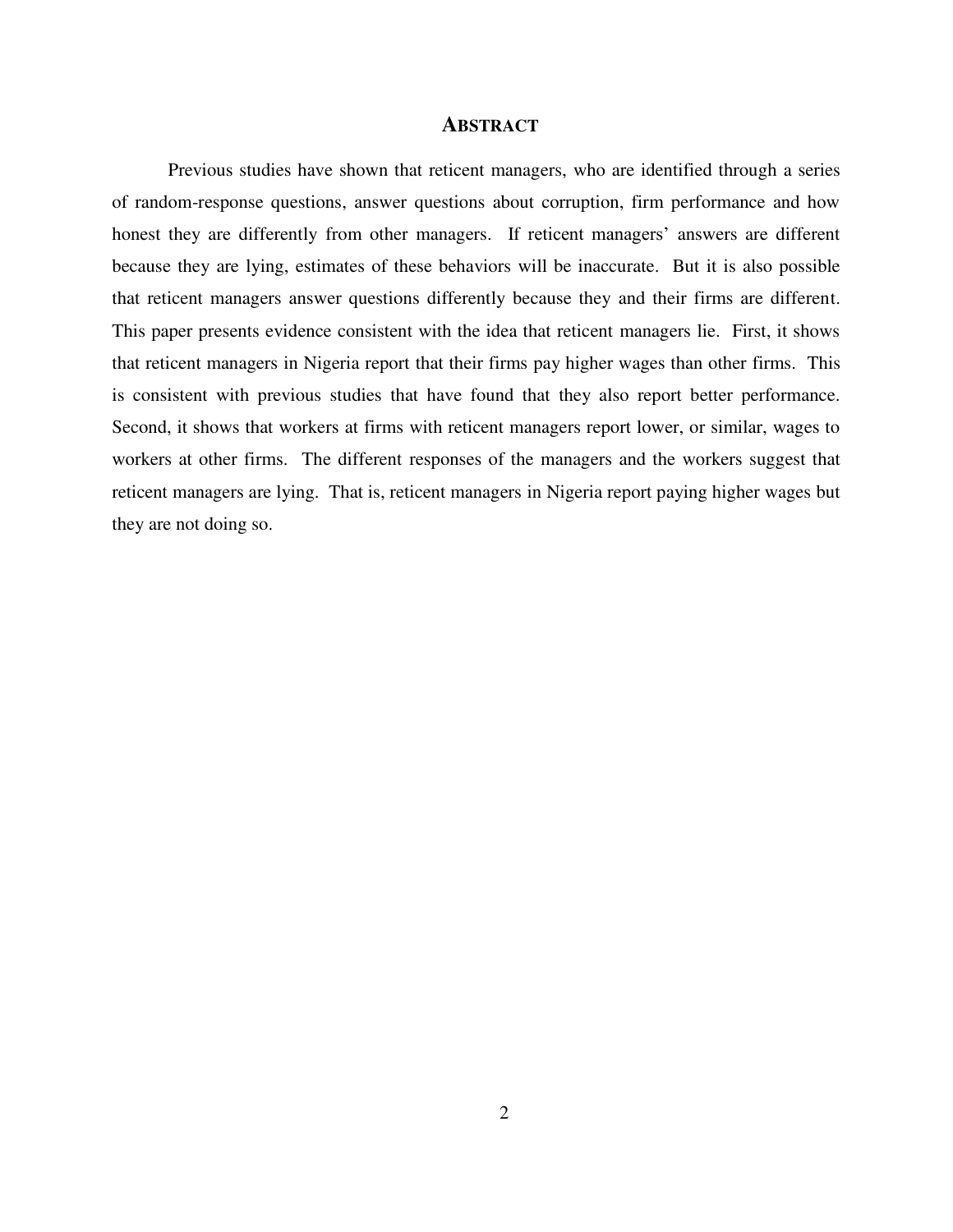## ABSTRACT

Previous studies have shown that reticent managers, who are identified through a series of random-response questions, answer questions about corruption, firm performance and how honest they are differently from other managers. If reticent managers' answers are different because they are lying, estimates of these behaviors will be inaccurate. But it is also possible that reticent managers answer questions differently because they and their firms are different. This paper presents evidence consistent with the idea that reticent managers lie. First, it shows that reticent managers in Nigeria report that their firms pay higher wages than other firms. This is consistent with previous studies that have found that they also report better performance. Second, it shows that workers at firms with reticent managers report lower, or similar, wages to workers at other firms. The different responses of the managers and the workers suggest that reticent managers are lying. That is, reticent managers in Nigeria report paying higher wages but they are not doing so.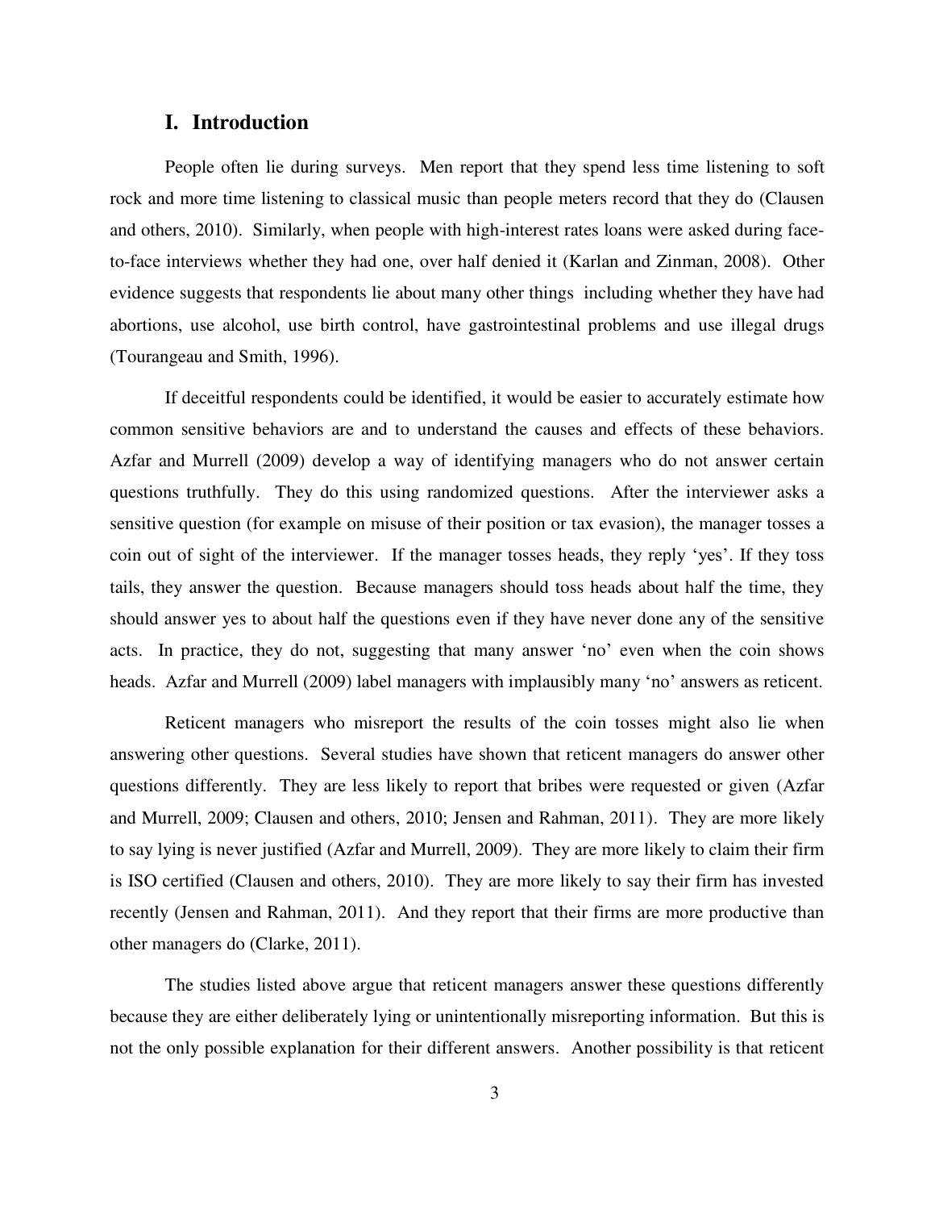# I. Introduction

People often lie during surveys. Men report that they spend less time listening to soft rock and more time listening to classical music than people meters record that they do (Clausen and others, 2010). Similarly, when people with high-interest rates loans were asked during face-to-face interviews whether they had one, over half denied it (Karlan and Zinman, 2008). Other evidence suggests that respondents lie about many other things including whether they have had abortions, use alcohol, use birth control, have gastrointestinal problems and use illegal drugs (Tourangeau and Smith, 1996).

If deceitful respondents could be identified, it would be easier to accurately estimate how common sensitive behaviors are and to understand the causes and effects of these behaviors. Azfar and Murrell (2009) develop a way of identifying managers who do not answer certain questions truthfully. They do this using randomized questions. After the interviewer asks a sensitive question (for example on misuse of their position or tax evasion), the manager tosses a coin out of sight of the interviewer. If the manager tosses heads, they reply 'yes'. If they toss tails, they answer the question. Because managers should toss heads about half the time, they should answer yes to about half the questions even if they have never done any of the sensitive acts. In practice, they do not, suggesting that many answer 'no' even when the coin shows heads. Azfar and Murrell (2009) label managers with implausibly many 'no' answers as reticent.

Reticent managers who misreport the results of the coin tosses might also lie when answering other questions. Several studies have shown that reticent managers do answer other questions differently. They are less likely to report that bribes were requested or given (Azfar and Murrell, 2009; Clausen and others, 2010; Jensen and Rahman, 2011). They are more likely to say lying is never justified (Azfar and Murrell, 2009). They are more likely to claim their firm is ISO certified (Clausen and others, 2010). They are more likely to say their firm has invested recently (Jensen and Rahman, 2011). And they report that their firms are more productive than other managers do (Clarke, 2011).

The studies listed above argue that reticent managers answer these questions differently because they are either deliberately lying or unintentionally misreporting information. But this is not the only possible explanation for their different answers. Another possibility is that reticent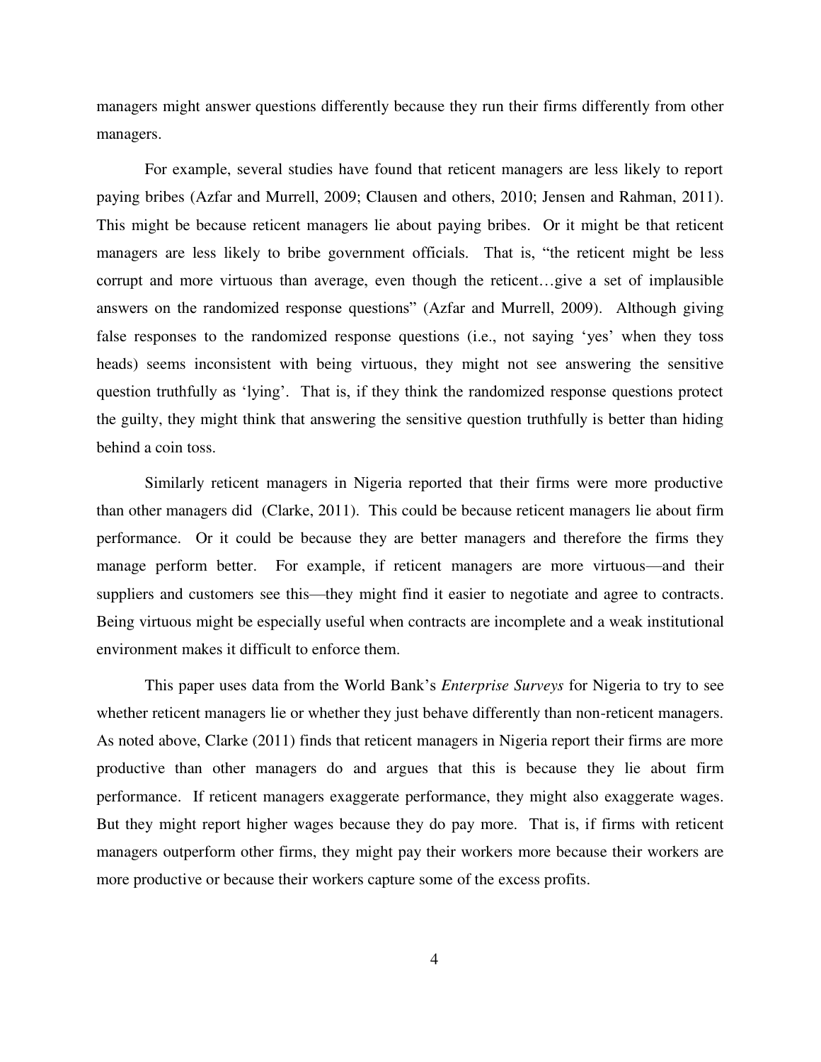managers might answer questions differently because they run their firms differently from other managers.

For example, several studies have found that reticent managers are less likely to report paying bribes (Azfar and Murrell, 2009; Clausen and others, 2010; Jensen and Rahman, 2011). This might be because reticent managers lie about paying bribes. Or it might be that reticent managers are less likely to bribe government officials. That is, "the reticent might be less corrupt and more virtuous than average, even though the reticent…give a set of implausible answers on the randomized response questions" (Azfar and Murrell, 2009). Although giving false responses to the randomized response questions (i.e., not saying 'yes' when they toss heads) seems inconsistent with being virtuous, they might not see answering the sensitive question truthfully as 'lying'. That is, if they think the randomized response questions protect the guilty, they might think that answering the sensitive question truthfully is better than hiding behind a coin toss.

Similarly reticent managers in Nigeria reported that their firms were more productive than other managers did (Clarke, 2011). This could be because reticent managers lie about firm performance. Or it could be because they are better managers and therefore the firms they manage perform better. For example, if reticent managers are more virtuous—and their suppliers and customers see this—they might find it easier to negotiate and agree to contracts. Being virtuous might be especially useful when contracts are incomplete and a weak institutional environment makes it difficult to enforce them.

This paper uses data from the World Bank's *Enterprise Surveys* for Nigeria to try to see whether reticent managers lie or whether they just behave differently than non-reticent managers. As noted above, Clarke (2011) finds that reticent managers in Nigeria report their firms are more productive than other managers do and argues that this is because they lie about firm performance. If reticent managers exaggerate performance, they might also exaggerate wages. But they might report higher wages because they do pay more. That is, if firms with reticent managers outperform other firms, they might pay their workers more because their workers are more productive or because their workers capture some of the excess profits.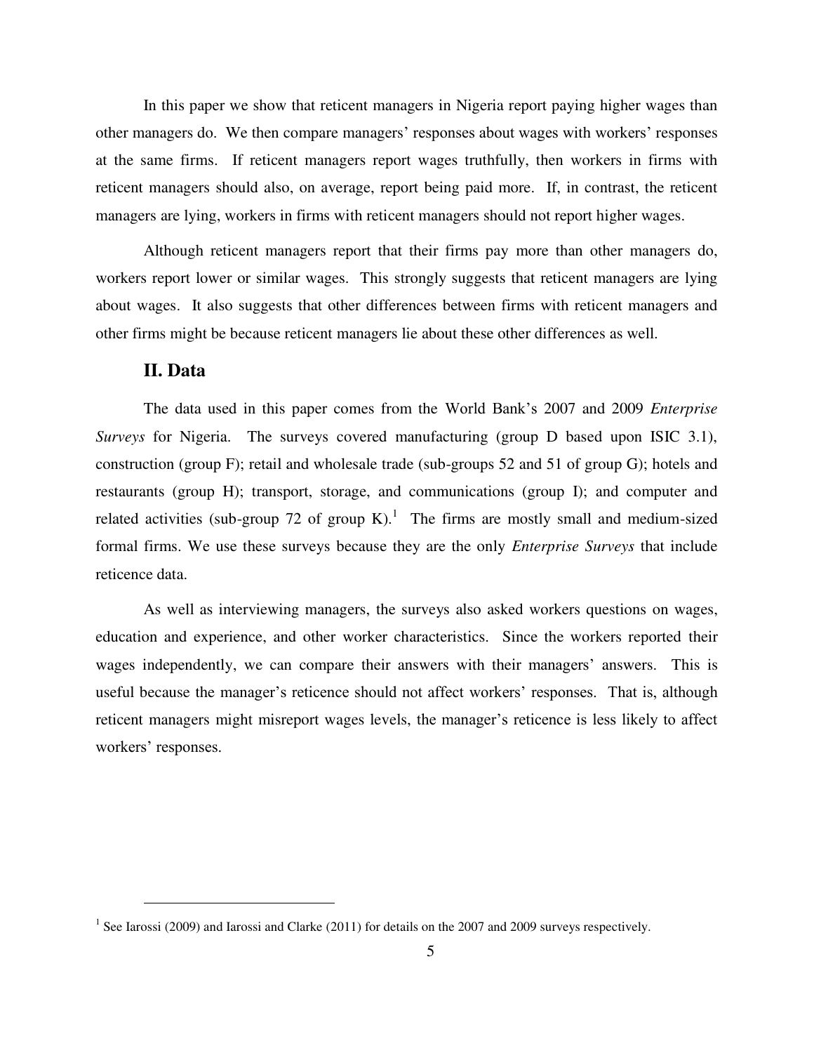In this paper we show that reticent managers in Nigeria report paying higher wages than other managers do. We then compare managers' responses about wages with workers' responses at the same firms. If reticent managers report wages truthfully, then workers in firms with reticent managers should also, on average, report being paid more. If, in contrast, the reticent managers are lying, workers in firms with reticent managers should not report higher wages.

Although reticent managers report that their firms pay more than other managers do, workers report lower or similar wages. This strongly suggests that reticent managers are lying about wages. It also suggests that other differences between firms with reticent managers and other firms might be because reticent managers lie about these other differences as well.

## II. Data

The data used in this paper comes from the World Bank's 2007 and 2009 *Enterprise Surveys* for Nigeria. The surveys covered manufacturing (group D based upon ISIC 3.1), construction (group F); retail and wholesale trade (sub-groups 52 and 51 of group G); hotels and restaurants (group H); transport, storage, and communications (group I); and computer and related activities (sub-group 72 of group K).[1] The firms are mostly small and medium-sized formal firms. We use these surveys because they are the only *Enterprise Surveys* that include reticence data.

As well as interviewing managers, the surveys also asked workers questions on wages, education and experience, and other worker characteristics. Since the workers reported their wages independently, we can compare their answers with their managers' answers. This is useful because the manager's reticence should not affect workers' responses. That is, although reticent managers might misreport wages levels, the manager's reticence is less likely to affect workers' responses.

[1] See Iarossi (2009) and Iarossi and Clarke (2011) for details on the 2007 and 2009 surveys respectively.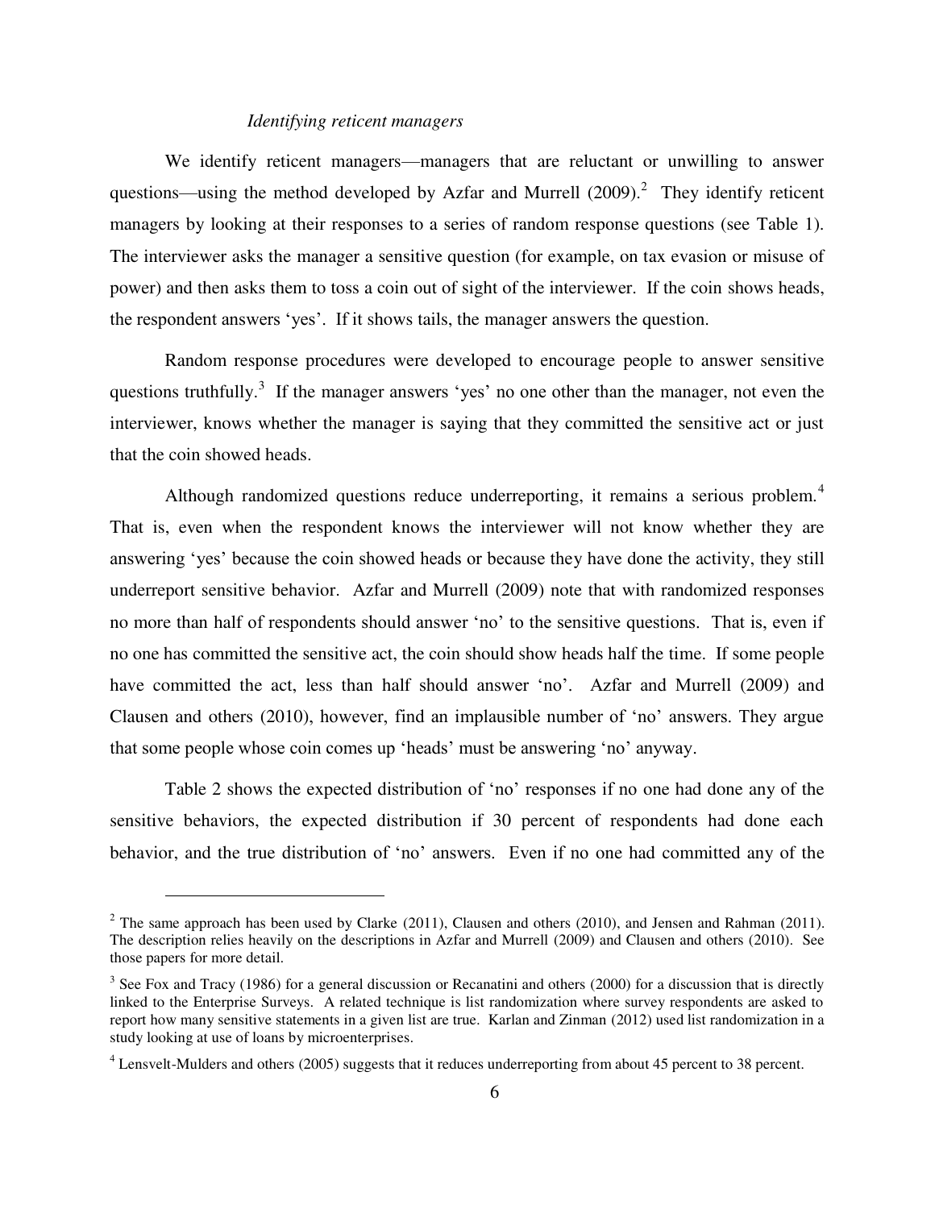*Identifying reticent managers*

We identify reticent managers—managers that are reluctant or unwilling to answer questions—using the method developed by Azfar and Murrell (2009).[2] They identify reticent managers by looking at their responses to a series of random response questions (see Table 1). The interviewer asks the manager a sensitive question (for example, on tax evasion or misuse of power) and then asks them to toss a coin out of sight of the interviewer. If the coin shows heads, the respondent answers 'yes'. If it shows tails, the manager answers the question.

Random response procedures were developed to encourage people to answer sensitive questions truthfully.[3] If the manager answers 'yes' no one other than the manager, not even the interviewer, knows whether the manager is saying that they committed the sensitive act or just that the coin showed heads.

Although randomized questions reduce underreporting, it remains a serious problem.[4] That is, even when the respondent knows the interviewer will not know whether they are answering 'yes' because the coin showed heads or because they have done the activity, they still underreport sensitive behavior. Azfar and Murrell (2009) note that with randomized responses no more than half of respondents should answer 'no' to the sensitive questions. That is, even if no one has committed the sensitive act, the coin should show heads half the time. If some people have committed the act, less than half should answer 'no'. Azfar and Murrell (2009) and Clausen and others (2010), however, find an implausible number of 'no' answers. They argue that some people whose coin comes up 'heads' must be answering 'no' anyway.

Table 2 shows the expected distribution of 'no' responses if no one had done any of the sensitive behaviors, the expected distribution if 30 percent of respondents had done each behavior, and the true distribution of 'no' answers. Even if no one had committed any of the

---

[2] The same approach has been used by Clarke (2011), Clausen and others (2010), and Jensen and Rahman (2011). The description relies heavily on the descriptions in Azfar and Murrell (2009) and Clausen and others (2010). See those papers for more detail.

[3] See Fox and Tracy (1986) for a general discussion or Recanatini and others (2000) for a discussion that is directly linked to the Enterprise Surveys. A related technique is list randomization where survey respondents are asked to report how many sensitive statements in a given list are true. Karlan and Zinman (2012) used list randomization in a study looking at use of loans by microenterprises.

[4] Lensvelt-Mulders and others (2005) suggests that it reduces underreporting from about 45 percent to 38 percent.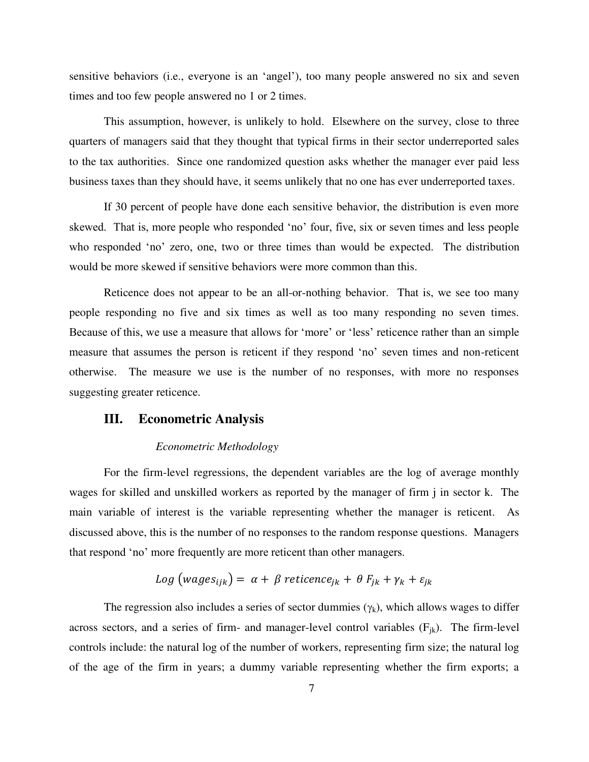sensitive behaviors (i.e., everyone is an 'angel'), too many people answered no six and seven times and too few people answered no 1 or 2 times.

This assumption, however, is unlikely to hold. Elsewhere on the survey, close to three quarters of managers said that they thought that typical firms in their sector underreported sales to the tax authorities. Since one randomized question asks whether the manager ever paid less business taxes than they should have, it seems unlikely that no one has ever underreported taxes.

If 30 percent of people have done each sensitive behavior, the distribution is even more skewed. That is, more people who responded 'no' four, five, six or seven times and less people who responded 'no' zero, one, two or three times than would be expected. The distribution would be more skewed if sensitive behaviors were more common than this.

Reticence does not appear to be an all-or-nothing behavior. That is, we see too many people responding no five and six times as well as too many responding no seven times. Because of this, we use a measure that allows for 'more' or 'less' reticence rather than an simple measure that assumes the person is reticent if they respond 'no' seven times and non-reticent otherwise. The measure we use is the number of no responses, with more no responses suggesting greater reticence.

## III. Econometric Analysis

### *Econometric Methodology*

For the firm-level regressions, the dependent variables are the log of average monthly wages for skilled and unskilled workers as reported by the manager of firm j in sector k. The main variable of interest is the variable representing whether the manager is reticent. As discussed above, this is the number of no responses to the random response questions. Managers that respond 'no' more frequently are more reticent than other managers.

$$Log\left(wages_{ijk}\right) = \alpha + \beta\ reticence_{jk} + \theta\ F_{jk} + \gamma_k + \varepsilon_{jk}$$

The regression also includes a series of sector dummies ($\gamma_k$), which allows wages to differ across sectors, and a series of firm- and manager-level control variables ($F_{jk}$). The firm-level controls include: the natural log of the number of workers, representing firm size; the natural log of the age of the firm in years; a dummy variable representing whether the firm exports; a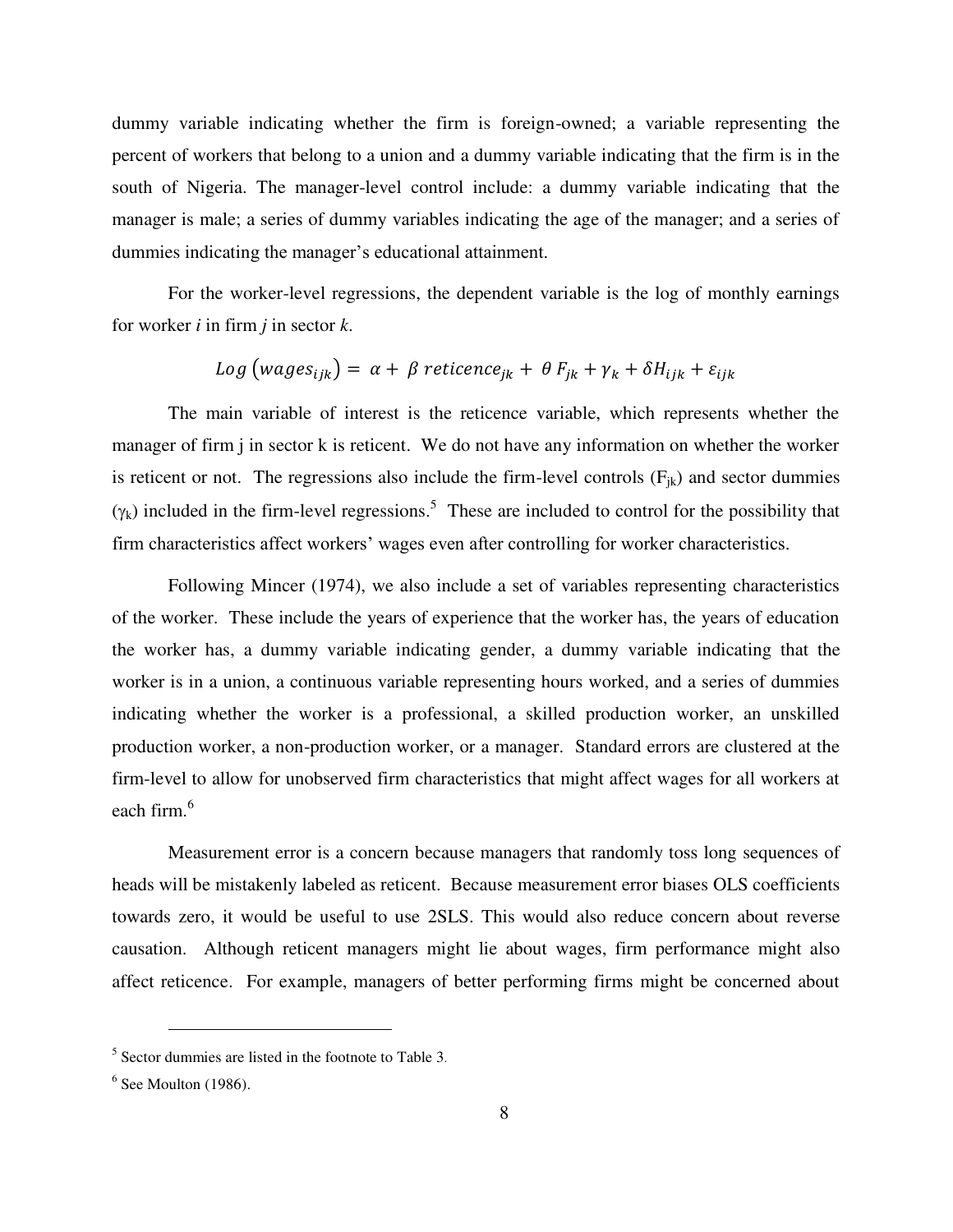dummy variable indicating whether the firm is foreign-owned; a variable representing the percent of workers that belong to a union and a dummy variable indicating that the firm is in the south of Nigeria. The manager-level control include: a dummy variable indicating that the manager is male; a series of dummy variables indicating the age of the manager; and a series of dummies indicating the manager's educational attainment.

For the worker-level regressions, the dependent variable is the log of monthly earnings for worker *i* in firm *j* in sector *k*.

$$Log\left(wages_{ijk}\right) = \alpha + \beta\, reticence_{jk} + \theta F_{jk} + \gamma_k + \delta H_{ijk} + \varepsilon_{ijk}$$

The main variable of interest is the reticence variable, which represents whether the manager of firm j in sector k is reticent. We do not have any information on whether the worker is reticent or not. The regressions also include the firm-level controls ($F_{jk}$) and sector dummies ($\gamma_k$) included in the firm-level regressions.[5] These are included to control for the possibility that firm characteristics affect workers' wages even after controlling for worker characteristics.

Following Mincer (1974), we also include a set of variables representing characteristics of the worker. These include the years of experience that the worker has, the years of education the worker has, a dummy variable indicating gender, a dummy variable indicating that the worker is in a union, a continuous variable representing hours worked, and a series of dummies indicating whether the worker is a professional, a skilled production worker, an unskilled production worker, a non-production worker, or a manager. Standard errors are clustered at the firm-level to allow for unobserved firm characteristics that might affect wages for all workers at each firm.[6]

Measurement error is a concern because managers that randomly toss long sequences of heads will be mistakenly labeled as reticent. Because measurement error biases OLS coefficients towards zero, it would be useful to use 2SLS. This would also reduce concern about reverse causation. Although reticent managers might lie about wages, firm performance might also affect reticence. For example, managers of better performing firms might be concerned about

---

[5] Sector dummies are listed in the footnote to Table 3.

[6] See Moulton (1986).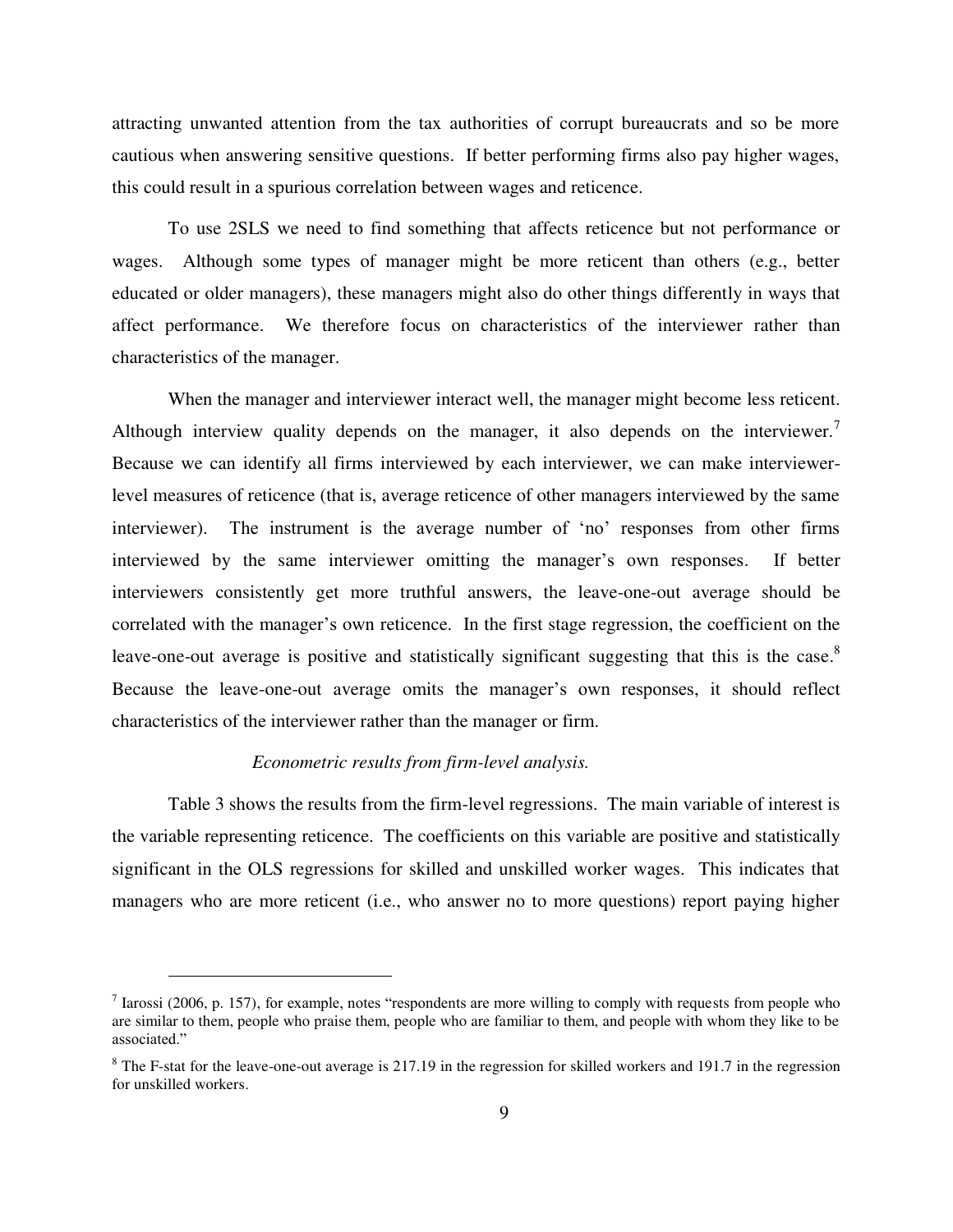attracting unwanted attention from the tax authorities of corrupt bureaucrats and so be more cautious when answering sensitive questions. If better performing firms also pay higher wages, this could result in a spurious correlation between wages and reticence.

To use 2SLS we need to find something that affects reticence but not performance or wages. Although some types of manager might be more reticent than others (e.g., better educated or older managers), these managers might also do other things differently in ways that affect performance. We therefore focus on characteristics of the interviewer rather than characteristics of the manager.

When the manager and interviewer interact well, the manager might become less reticent. Although interview quality depends on the manager, it also depends on the interviewer.[7] Because we can identify all firms interviewed by each interviewer, we can make interviewer-level measures of reticence (that is, average reticence of other managers interviewed by the same interviewer). The instrument is the average number of 'no' responses from other firms interviewed by the same interviewer omitting the manager's own responses. If better interviewers consistently get more truthful answers, the leave-one-out average should be correlated with the manager's own reticence. In the first stage regression, the coefficient on the leave-one-out average is positive and statistically significant suggesting that this is the case.[8] Because the leave-one-out average omits the manager's own responses, it should reflect characteristics of the interviewer rather than the manager or firm.

*Econometric results from firm-level analysis.*

Table 3 shows the results from the firm-level regressions. The main variable of interest is the variable representing reticence. The coefficients on this variable are positive and statistically significant in the OLS regressions for skilled and unskilled worker wages. This indicates that managers who are more reticent (i.e., who answer no to more questions) report paying higher

---

[7] Iarossi (2006, p. 157), for example, notes "respondents are more willing to comply with requests from people who are similar to them, people who praise them, people who are familiar to them, and people with whom they like to be associated."

[8] The F-stat for the leave-one-out average is 217.19 in the regression for skilled workers and 191.7 in the regression for unskilled workers.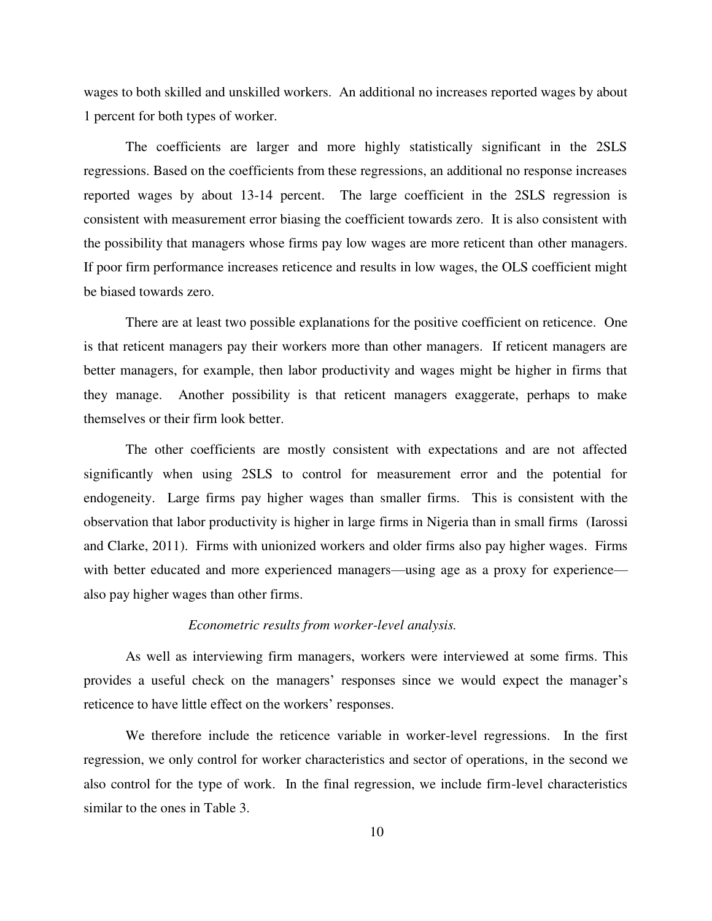wages to both skilled and unskilled workers. An additional no increases reported wages by about 1 percent for both types of worker.

The coefficients are larger and more highly statistically significant in the 2SLS regressions. Based on the coefficients from these regressions, an additional no response increases reported wages by about 13-14 percent. The large coefficient in the 2SLS regression is consistent with measurement error biasing the coefficient towards zero. It is also consistent with the possibility that managers whose firms pay low wages are more reticent than other managers. If poor firm performance increases reticence and results in low wages, the OLS coefficient might be biased towards zero.

There are at least two possible explanations for the positive coefficient on reticence. One is that reticent managers pay their workers more than other managers. If reticent managers are better managers, for example, then labor productivity and wages might be higher in firms that they manage. Another possibility is that reticent managers exaggerate, perhaps to make themselves or their firm look better.

The other coefficients are mostly consistent with expectations and are not affected significantly when using 2SLS to control for measurement error and the potential for endogeneity. Large firms pay higher wages than smaller firms. This is consistent with the observation that labor productivity is higher in large firms in Nigeria than in small firms (Iarossi and Clarke, 2011). Firms with unionized workers and older firms also pay higher wages. Firms with better educated and more experienced managers—using age as a proxy for experience—also pay higher wages than other firms.

*Econometric results from worker-level analysis.*

As well as interviewing firm managers, workers were interviewed at some firms. This provides a useful check on the managers' responses since we would expect the manager's reticence to have little effect on the workers' responses.

We therefore include the reticence variable in worker-level regressions. In the first regression, we only control for worker characteristics and sector of operations, in the second we also control for the type of work. In the final regression, we include firm-level characteristics similar to the ones in Table 3.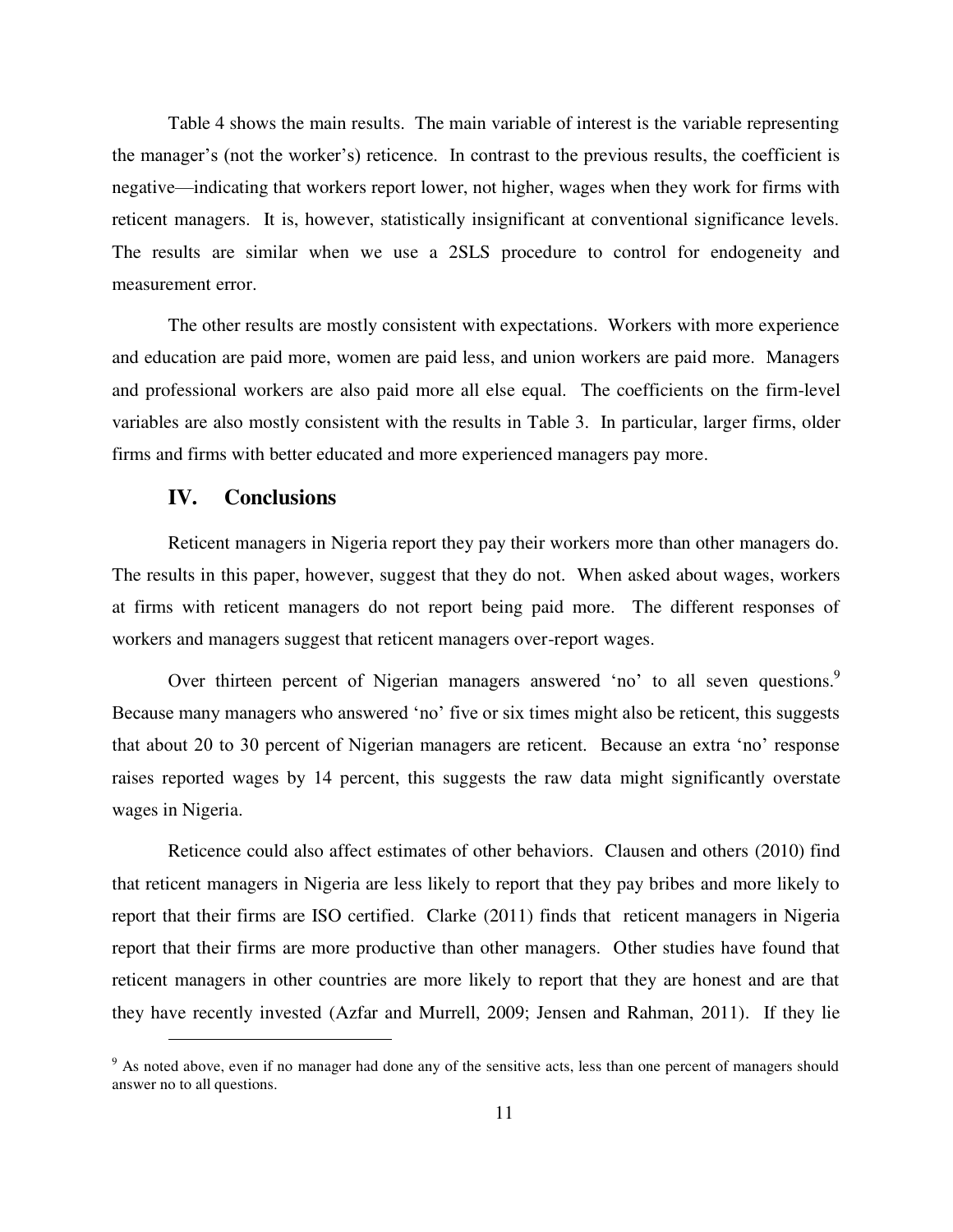Table 4 shows the main results. The main variable of interest is the variable representing the manager's (not the worker's) reticence. In contrast to the previous results, the coefficient is negative—indicating that workers report lower, not higher, wages when they work for firms with reticent managers. It is, however, statistically insignificant at conventional significance levels. The results are similar when we use a 2SLS procedure to control for endogeneity and measurement error.

The other results are mostly consistent with expectations. Workers with more experience and education are paid more, women are paid less, and union workers are paid more. Managers and professional workers are also paid more all else equal. The coefficients on the firm-level variables are also mostly consistent with the results in Table 3. In particular, larger firms, older firms and firms with better educated and more experienced managers pay more.

## IV. Conclusions

Reticent managers in Nigeria report they pay their workers more than other managers do. The results in this paper, however, suggest that they do not. When asked about wages, workers at firms with reticent managers do not report being paid more. The different responses of workers and managers suggest that reticent managers over-report wages.

Over thirteen percent of Nigerian managers answered 'no' to all seven questions.[9] Because many managers who answered 'no' five or six times might also be reticent, this suggests that about 20 to 30 percent of Nigerian managers are reticent. Because an extra 'no' response raises reported wages by 14 percent, this suggests the raw data might significantly overstate wages in Nigeria.

Reticence could also affect estimates of other behaviors. Clausen and others (2010) find that reticent managers in Nigeria are less likely to report that they pay bribes and more likely to report that their firms are ISO certified. Clarke (2011) finds that reticent managers in Nigeria report that their firms are more productive than other managers. Other studies have found that reticent managers in other countries are more likely to report that they are honest and are that they have recently invested (Azfar and Murrell, 2009; Jensen and Rahman, 2011). If they lie

[9] As noted above, even if no manager had done any of the sensitive acts, less than one percent of managers should answer no to all questions.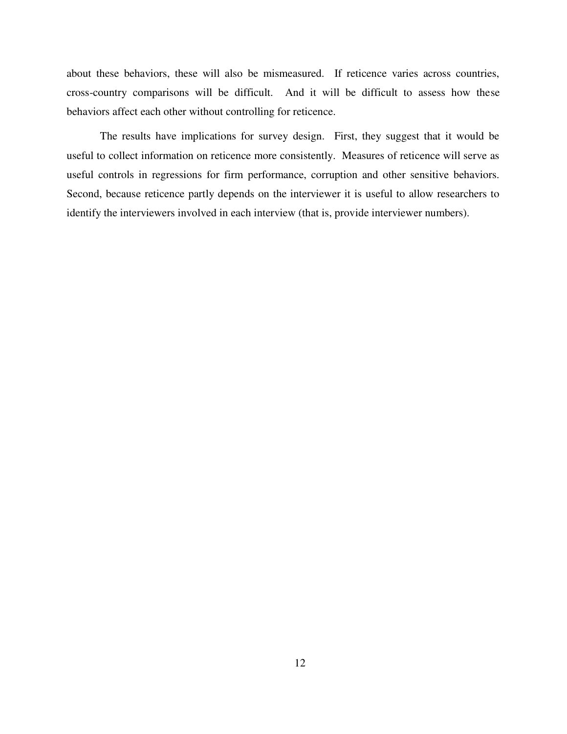about these behaviors, these will also be mismeasured. If reticence varies across countries, cross-country comparisons will be difficult. And it will be difficult to assess how these behaviors affect each other without controlling for reticence.

The results have implications for survey design. First, they suggest that it would be useful to collect information on reticence more consistently. Measures of reticence will serve as useful controls in regressions for firm performance, corruption and other sensitive behaviors. Second, because reticence partly depends on the interviewer it is useful to allow researchers to identify the interviewers involved in each interview (that is, provide interviewer numbers).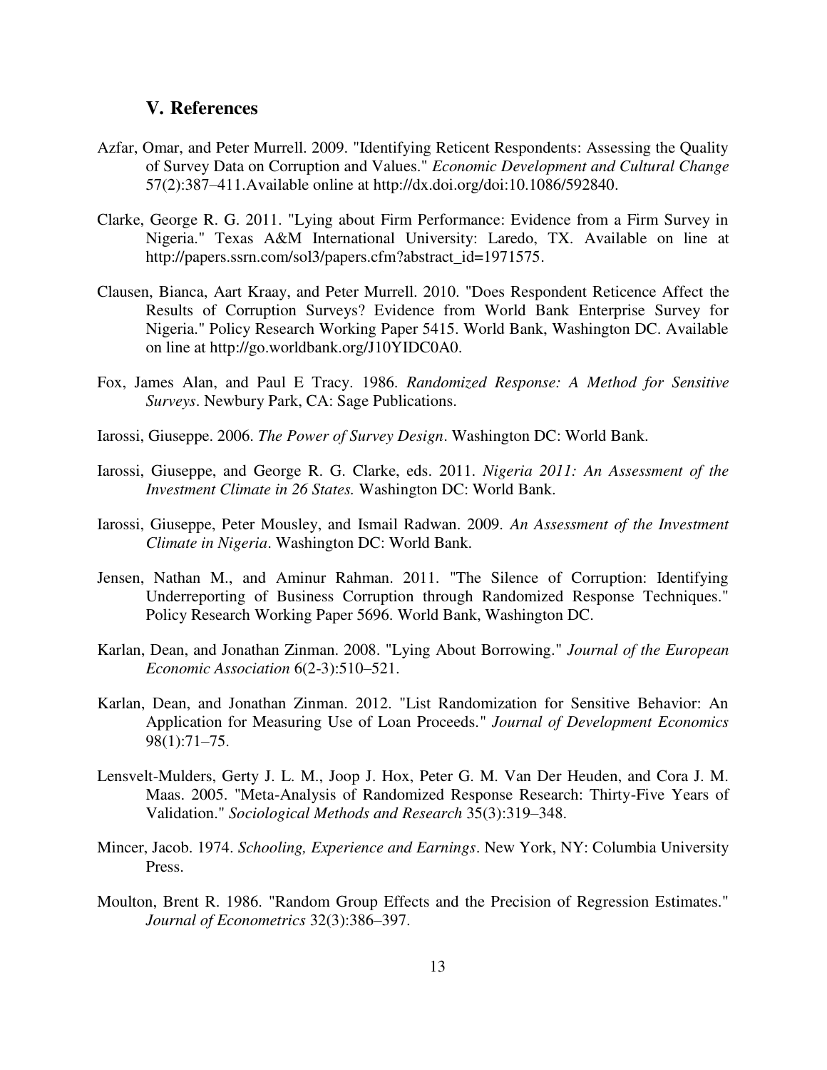## V. References

Azfar, Omar, and Peter Murrell. 2009. "Identifying Reticent Respondents: Assessing the Quality of Survey Data on Corruption and Values." *Economic Development and Cultural Change* 57(2):387–411.Available online at http://dx.doi.org/doi:10.1086/592840.

Clarke, George R. G. 2011. "Lying about Firm Performance: Evidence from a Firm Survey in Nigeria." Texas A&M International University: Laredo, TX. Available on line at http://papers.ssrn.com/sol3/papers.cfm?abstract_id=1971575.

Clausen, Bianca, Aart Kraay, and Peter Murrell. 2010. "Does Respondent Reticence Affect the Results of Corruption Surveys? Evidence from World Bank Enterprise Survey for Nigeria." Policy Research Working Paper 5415. World Bank, Washington DC. Available on line at http://go.worldbank.org/J10YIDC0A0.

Fox, James Alan, and Paul E Tracy. 1986. *Randomized Response: A Method for Sensitive Surveys*. Newbury Park, CA: Sage Publications.

Iarossi, Giuseppe. 2006. *The Power of Survey Design*. Washington DC: World Bank.

Iarossi, Giuseppe, and George R. G. Clarke, eds. 2011. *Nigeria 2011: An Assessment of the Investment Climate in 26 States.* Washington DC: World Bank.

Iarossi, Giuseppe, Peter Mousley, and Ismail Radwan. 2009. *An Assessment of the Investment Climate in Nigeria*. Washington DC: World Bank.

Jensen, Nathan M., and Aminur Rahman. 2011. "The Silence of Corruption: Identifying Underreporting of Business Corruption through Randomized Response Techniques." Policy Research Working Paper 5696. World Bank, Washington DC.

Karlan, Dean, and Jonathan Zinman. 2008. "Lying About Borrowing." *Journal of the European Economic Association* 6(2-3):510–521.

Karlan, Dean, and Jonathan Zinman. 2012. "List Randomization for Sensitive Behavior: An Application for Measuring Use of Loan Proceeds." *Journal of Development Economics* 98(1):71–75.

Lensvelt-Mulders, Gerty J. L. M., Joop J. Hox, Peter G. M. Van Der Heuden, and Cora J. M. Maas. 2005. "Meta-Analysis of Randomized Response Research: Thirty-Five Years of Validation." *Sociological Methods and Research* 35(3):319–348.

Mincer, Jacob. 1974. *Schooling, Experience and Earnings*. New York, NY: Columbia University Press.

Moulton, Brent R. 1986. "Random Group Effects and the Precision of Regression Estimates." *Journal of Econometrics* 32(3):386–397.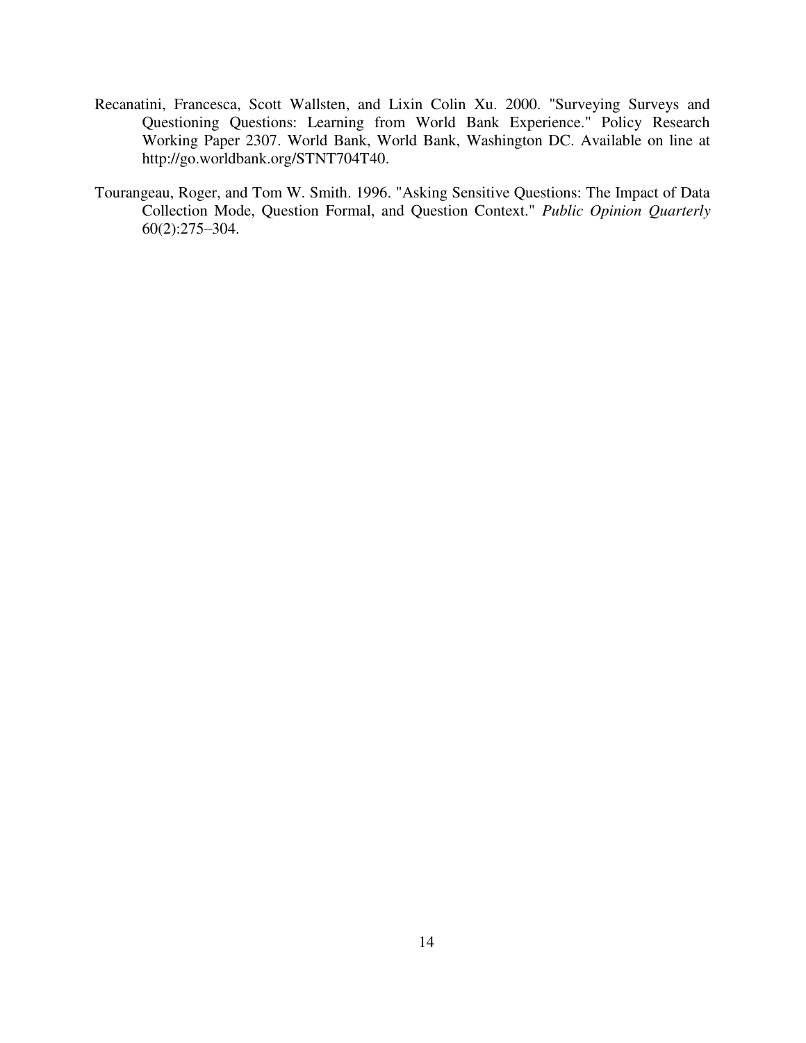Recanatini, Francesca, Scott Wallsten, and Lixin Colin Xu. 2000. "Surveying Surveys and Questioning Questions: Learning from World Bank Experience." Policy Research Working Paper 2307. World Bank, World Bank, Washington DC. Available on line at http://go.worldbank.org/STNT704T40.

Tourangeau, Roger, and Tom W. Smith. 1996. "Asking Sensitive Questions: The Impact of Data Collection Mode, Question Formal, and Question Context." *Public Opinion Quarterly* 60(2):275–304.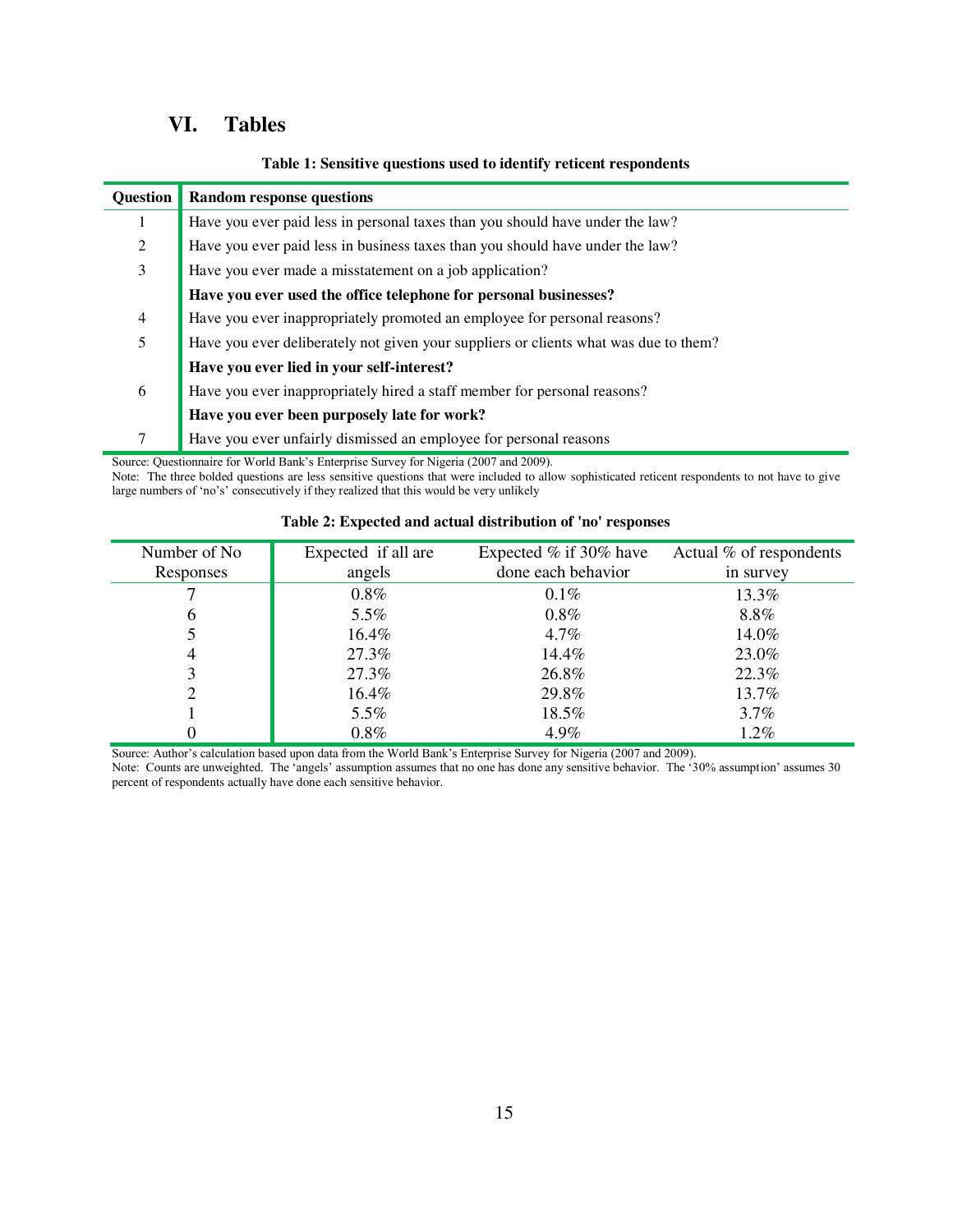## VI. Tables

**Table 1: Sensitive questions used to identify reticent respondents**

| Question | Random response questions |
|---|---|
| 1 | Have you ever paid less in personal taxes than you should have under the law? |
| 2 | Have you ever paid less in business taxes than you should have under the law? |
| 3 | Have you ever made a misstatement on a job application? |
| | **Have you ever used the office telephone for personal businesses?** |
| 4 | Have you ever inappropriately promoted an employee for personal reasons? |
| 5 | Have you ever deliberately not given your suppliers or clients what was due to them? |
| | **Have you ever lied in your self-interest?** |
| 6 | Have you ever inappropriately hired a staff member for personal reasons? |
| | **Have you ever been purposely late for work?** |
| 7 | Have you ever unfairly dismissed an employee for personal reasons |

Source: Questionnaire for World Bank's Enterprise Survey for Nigeria (2007 and 2009).
Note: The three bolded questions are less sensitive questions that were included to allow sophisticated reticent respondents to not have to give large numbers of 'no's' consecutively if they realized that this would be very unlikely

**Table 2: Expected and actual distribution of 'no' responses**

| Number of No Responses | Expected if all are angels | Expected % if 30% have done each behavior | Actual % of respondents in survey |
|---|---|---|---|
| 7 | 0.8% | 0.1% | 13.3% |
| 6 | 5.5% | 0.8% | 8.8% |
| 5 | 16.4% | 4.7% | 14.0% |
| 4 | 27.3% | 14.4% | 23.0% |
| 3 | 27.3% | 26.8% | 22.3% |
| 2 | 16.4% | 29.8% | 13.7% |
| 1 | 5.5% | 18.5% | 3.7% |
| 0 | 0.8% | 4.9% | 1.2% |

Source: Author's calculation based upon data from the World Bank's Enterprise Survey for Nigeria (2007 and 2009).
Note: Counts are unweighted. The 'angels' assumption assumes that no one has done any sensitive behavior. The '30% assumption' assumes 30 percent of respondents actually have done each sensitive behavior.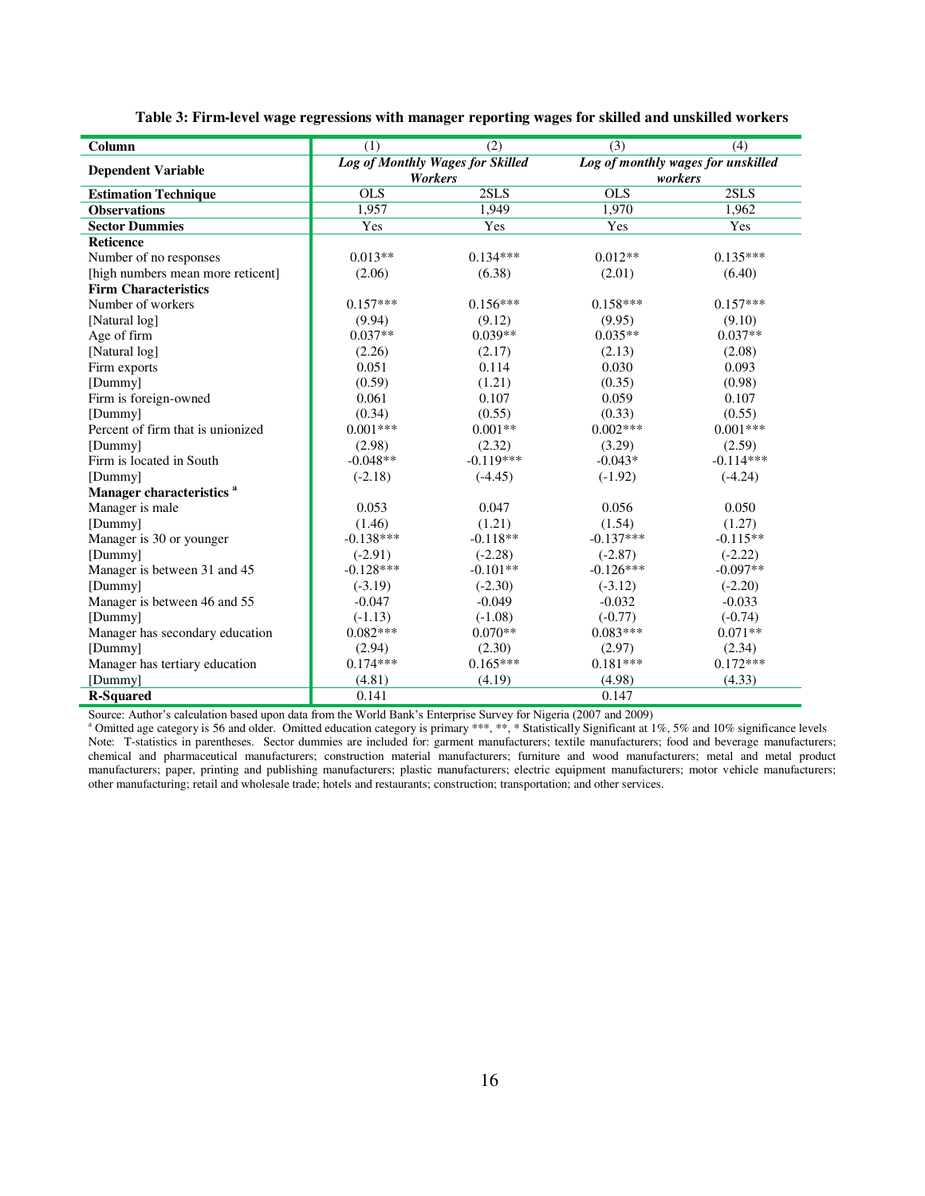**Table 3: Firm-level wage regressions with manager reporting wages for skilled and unskilled workers**

| Column | (1) | (2) | (3) | (4) |
|---|---|---|---|---|
| **Dependent Variable** | *Log of Monthly Wages for Skilled Workers* | | *Log of monthly wages for unskilled workers* | |
| **Estimation Technique** | OLS | 2SLS | OLS | 2SLS |
| **Observations** | 1,957 | 1,949 | 1,970 | 1,962 |
| **Sector Dummies** | Yes | Yes | Yes | Yes |
| **Reticence** | | | | |
| Number of no responses | 0.013** | 0.134*** | 0.012** | 0.135*** |
| [high numbers mean more reticent] | (2.06) | (6.38) | (2.01) | (6.40) |
| **Firm Characteristics** | | | | |
| Number of workers | 0.157*** | 0.156*** | 0.158*** | 0.157*** |
| [Natural log] | (9.94) | (9.12) | (9.95) | (9.10) |
| Age of firm | 0.037** | 0.039** | 0.035** | 0.037** |
| [Natural log] | (2.26) | (2.17) | (2.13) | (2.08) |
| Firm exports | 0.051 | 0.114 | 0.030 | 0.093 |
| [Dummy] | (0.59) | (1.21) | (0.35) | (0.98) |
| Firm is foreign-owned | 0.061 | 0.107 | 0.059 | 0.107 |
| [Dummy] | (0.34) | (0.55) | (0.33) | (0.55) |
| Percent of firm that is unionized | 0.001*** | 0.001** | 0.002*** | 0.001*** |
| [Dummy] | (2.98) | (2.32) | (3.29) | (2.59) |
| Firm is located in South | -0.048** | -0.119*** | -0.043* | -0.114*** |
| [Dummy] | (-2.18) | (-4.45) | (-1.92) | (-4.24) |
| **Manager characteristics** [a] | | | | |
| Manager is male | 0.053 | 0.047 | 0.056 | 0.050 |
| [Dummy] | (1.46) | (1.21) | (1.54) | (1.27) |
| Manager is 30 or younger | -0.138*** | -0.118** | -0.137*** | -0.115** |
| [Dummy] | (-2.91) | (-2.28) | (-2.87) | (-2.22) |
| Manager is between 31 and 45 | -0.128*** | -0.101** | -0.126*** | -0.097** |
| [Dummy] | (-3.19) | (-2.30) | (-3.12) | (-2.20) |
| Manager is between 46 and 55 | -0.047 | -0.049 | -0.032 | -0.033 |
| [Dummy] | (-1.13) | (-1.08) | (-0.77) | (-0.74) |
| Manager has secondary education | 0.082*** | 0.070** | 0.083*** | 0.071** |
| [Dummy] | (2.94) | (2.30) | (2.97) | (2.34) |
| Manager has tertiary education | 0.174*** | 0.165*** | 0.181*** | 0.172*** |
| [Dummy] | (4.81) | (4.19) | (4.98) | (4.33) |
| **R-Squared** | 0.141 | | 0.147 | |

Source: Author's calculation based upon data from the World Bank's Enterprise Survey for Nigeria (2007 and 2009)

[a] Omitted age category is 56 and older. Omitted education category is primary ***, **, * Statistically Significant at 1%, 5% and 10% significance levels

Note: T-statistics in parentheses. Sector dummies are included for: garment manufacturers; textile manufacturers; food and beverage manufacturers; chemical and pharmaceutical manufacturers; construction material manufacturers; furniture and wood manufacturers; metal and metal product manufacturers; paper, printing and publishing manufacturers; plastic manufacturers; electric equipment manufacturers; motor vehicle manufacturers; other manufacturing; retail and wholesale trade; hotels and restaurants; construction; transportation; and other services.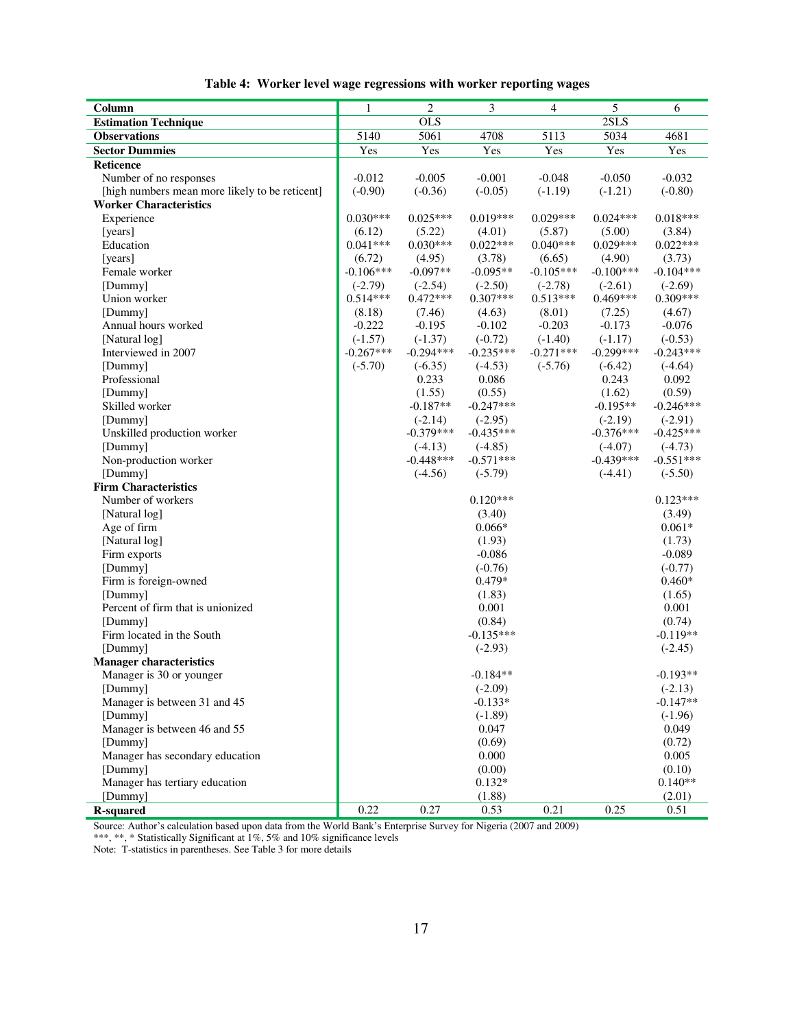**Table 4: Worker level wage regressions with worker reporting wages**

| Column | 1 | 2 | 3 | 4 | 5 | 6 |
|---|---|---|---|---|---|---|
| **Estimation Technique** | | OLS | | | 2SLS | |
| **Observations** | 5140 | 5061 | 4708 | 5113 | 5034 | 4681 |
| **Sector Dummies** | Yes | Yes | Yes | Yes | Yes | Yes |
| **Reticence** | | | | | | |
| Number of no responses | -0.012 | -0.005 | -0.001 | -0.048 | -0.050 | -0.032 |
| [high numbers mean more likely to be reticent] | (-0.90) | (-0.36) | (-0.05) | (-1.19) | (-1.21) | (-0.80) |
| **Worker Characteristics** | | | | | | |
| Experience | 0.030*** | 0.025*** | 0.019*** | 0.029*** | 0.024*** | 0.018*** |
| [years] | (6.12) | (5.22) | (4.01) | (5.87) | (5.00) | (3.84) |
| Education | 0.041*** | 0.030*** | 0.022*** | 0.040*** | 0.029*** | 0.022*** |
| [years] | (6.72) | (4.95) | (3.78) | (6.65) | (4.90) | (3.73) |
| Female worker | -0.106*** | -0.097** | -0.095** | -0.105*** | -0.100*** | -0.104*** |
| [Dummy] | (-2.79) | (-2.54) | (-2.50) | (-2.78) | (-2.61) | (-2.69) |
| Union worker | 0.514*** | 0.472*** | 0.307*** | 0.513*** | 0.469*** | 0.309*** |
| [Dummy] | (8.18) | (7.46) | (4.63) | (8.01) | (7.25) | (4.67) |
| Annual hours worked | -0.222 | -0.195 | -0.102 | -0.203 | -0.173 | -0.076 |
| [Natural log] | (-1.57) | (-1.37) | (-0.72) | (-1.40) | (-1.17) | (-0.53) |
| Interviewed in 2007 | -0.267*** | -0.294*** | -0.235*** | -0.271*** | -0.299*** | -0.243*** |
| [Dummy] | (-5.70) | (-6.35) | (-4.53) | (-5.76) | (-6.42) | (-4.64) |
| Professional | | 0.233 | 0.086 | | 0.243 | 0.092 |
| [Dummy] | | (1.55) | (0.55) | | (1.62) | (0.59) |
| Skilled worker | | -0.187** | -0.247*** | | -0.195** | -0.246*** |
| [Dummy] | | (-2.14) | (-2.95) | | (-2.19) | (-2.91) |
| Unskilled production worker | | -0.379*** | -0.435*** | | -0.376*** | -0.425*** |
| [Dummy] | | (-4.13) | (-4.85) | | (-4.07) | (-4.73) |
| Non-production worker | | -0.448*** | -0.571*** | | -0.439*** | -0.551*** |
| [Dummy] | | (-4.56) | (-5.79) | | (-4.41) | (-5.50) |
| **Firm Characteristics** | | | | | | |
| Number of workers | | | 0.120*** | | | 0.123*** |
| [Natural log] | | | (3.40) | | | (3.49) |
| Age of firm | | | 0.066* | | | 0.061* |
| [Natural log] | | | (1.93) | | | (1.73) |
| Firm exports | | | -0.086 | | | -0.089 |
| [Dummy] | | | (-0.76) | | | (-0.77) |
| Firm is foreign-owned | | | 0.479* | | | 0.460* |
| [Dummy] | | | (1.83) | | | (1.65) |
| Percent of firm that is unionized | | | 0.001 | | | 0.001 |
| [Dummy] | | | (0.84) | | | (0.74) |
| Firm located in the South | | | -0.135*** | | | -0.119** |
| [Dummy] | | | (-2.93) | | | (-2.45) |
| **Manager characteristics** | | | | | | |
| Manager is 30 or younger | | | -0.184** | | | -0.193** |
| [Dummy] | | | (-2.09) | | | (-2.13) |
| Manager is between 31 and 45 | | | -0.133* | | | -0.147** |
| [Dummy] | | | (-1.89) | | | (-1.96) |
| Manager is between 46 and 55 | | | 0.047 | | | 0.049 |
| [Dummy] | | | (0.69) | | | (0.72) |
| Manager has secondary education | | | 0.000 | | | 0.005 |
| [Dummy] | | | (0.00) | | | (0.10) |
| Manager has tertiary education | | | 0.132* | | | 0.140** |
| [Dummy] | | | (1.88) | | | (2.01) |
| **R-squared** | 0.22 | 0.27 | 0.53 | 0.21 | 0.25 | 0.51 |

Source: Author's calculation based upon data from the World Bank's Enterprise Survey for Nigeria (2007 and 2009)
***, **, * Statistically Significant at 1%, 5% and 10% significance levels
Note: T-statistics in parentheses. See Table 3 for more details